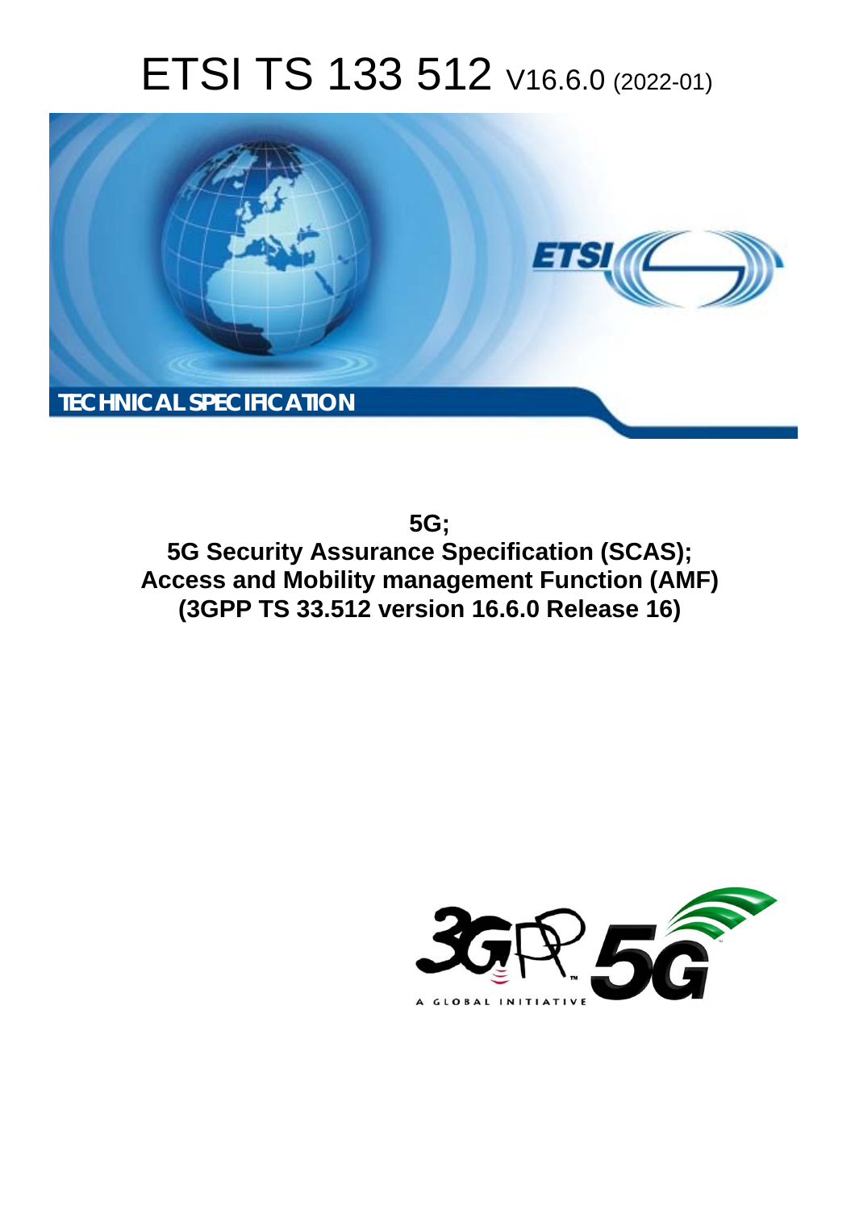# ETSI TS 133 512 V16.6.0 (2022-01)

**TECHNICAL SPECIFICATION**

**5G;**
**5G Security Assurance Specification (SCAS);**
**Access and Mobility management Function (AMF)**
**(3GPP TS 33.512 version 16.6.0 Release 16)**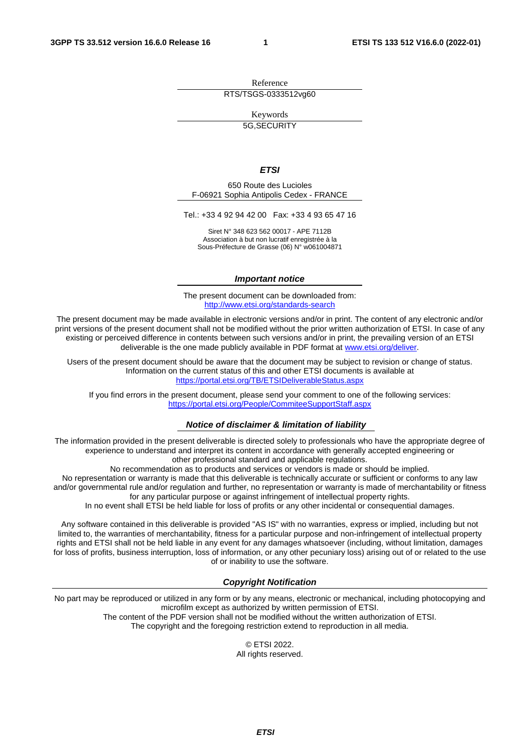Reference

RTS/TSGS-0333512vg60

Keywords

5G,SECURITY

***ETSI***

650 Route des Lucioles
F-06921 Sophia Antipolis Cedex - FRANCE

Tel.: +33 4 92 94 42 00   Fax: +33 4 93 65 47 16

Siret N° 348 623 562 00017 - APE 7112B
Association à but non lucratif enregistrée à la
Sous-Préfecture de Grasse (06) N° w061004871

***Important notice***

The present document can be downloaded from:
http://www.etsi.org/standards-search

The present document may be made available in electronic versions and/or in print. The content of any electronic and/or print versions of the present document shall not be modified without the prior written authorization of ETSI. In case of any existing or perceived difference in contents between such versions and/or in print, the prevailing version of an ETSI deliverable is the one made publicly available in PDF format at www.etsi.org/deliver.

Users of the present document should be aware that the document may be subject to revision or change of status. Information on the current status of this and other ETSI documents is available at
https://portal.etsi.org/TB/ETSIDeliverableStatus.aspx

If you find errors in the present document, please send your comment to one of the following services:
https://portal.etsi.org/People/CommiteeSupportStaff.aspx

***Notice of disclaimer & limitation of liability***

The information provided in the present deliverable is directed solely to professionals who have the appropriate degree of experience to understand and interpret its content in accordance with generally accepted engineering or other professional standard and applicable regulations.
No recommendation as to products and services or vendors is made or should be implied.
No representation or warranty is made that this deliverable is technically accurate or sufficient or conforms to any law and/or governmental rule and/or regulation and further, no representation or warranty is made of merchantability or fitness for any particular purpose or against infringement of intellectual property rights.
In no event shall ETSI be held liable for loss of profits or any other incidental or consequential damages.

Any software contained in this deliverable is provided "AS IS" with no warranties, express or implied, including but not limited to, the warranties of merchantability, fitness for a particular purpose and non-infringement of intellectual property rights and ETSI shall not be held liable in any event for any damages whatsoever (including, without limitation, damages for loss of profits, business interruption, loss of information, or any other pecuniary loss) arising out of or related to the use of or inability to use the software.

***Copyright Notification***

No part may be reproduced or utilized in any form or by any means, electronic or mechanical, including photocopying and microfilm except as authorized by written permission of ETSI.
The content of the PDF version shall not be modified without the written authorization of ETSI.
The copyright and the foregoing restriction extend to reproduction in all media.

© ETSI 2022.
All rights reserved.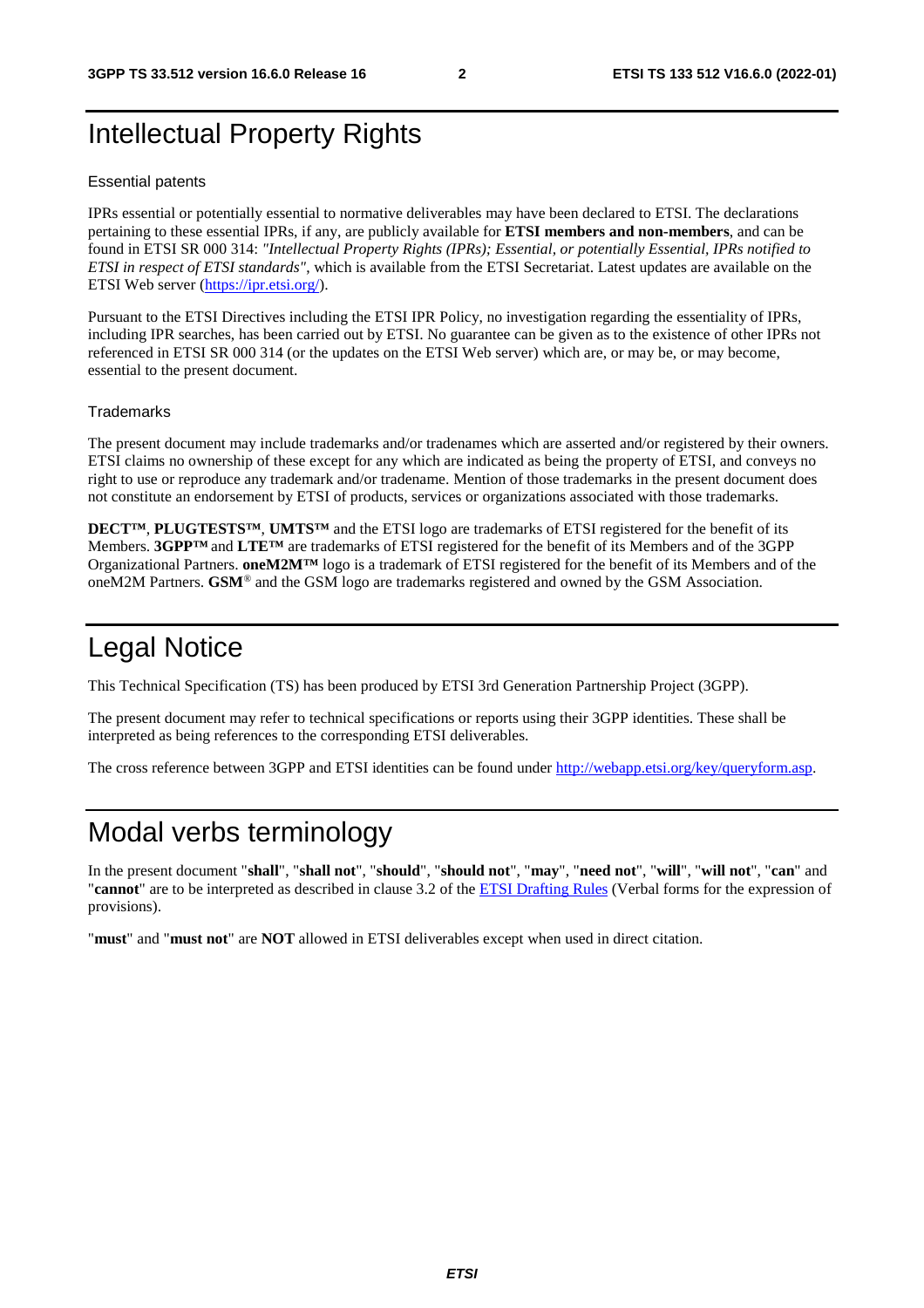# Intellectual Property Rights

## Essential patents

IPRs essential or potentially essential to normative deliverables may have been declared to ETSI. The declarations pertaining to these essential IPRs, if any, are publicly available for **ETSI members and non-members**, and can be found in ETSI SR 000 314: *"Intellectual Property Rights (IPRs); Essential, or potentially Essential, IPRs notified to ETSI in respect of ETSI standards"*, which is available from the ETSI Secretariat. Latest updates are available on the ETSI Web server (https://ipr.etsi.org/).

Pursuant to the ETSI Directives including the ETSI IPR Policy, no investigation regarding the essentiality of IPRs, including IPR searches, has been carried out by ETSI. No guarantee can be given as to the existence of other IPRs not referenced in ETSI SR 000 314 (or the updates on the ETSI Web server) which are, or may be, or may become, essential to the present document.

## Trademarks

The present document may include trademarks and/or tradenames which are asserted and/or registered by their owners. ETSI claims no ownership of these except for any which are indicated as being the property of ETSI, and conveys no right to use or reproduce any trademark and/or tradename. Mention of those trademarks in the present document does not constitute an endorsement by ETSI of products, services or organizations associated with those trademarks.

**DECT™**, **PLUGTESTS™**, **UMTS™** and the ETSI logo are trademarks of ETSI registered for the benefit of its Members. **3GPP™** and **LTE™** are trademarks of ETSI registered for the benefit of its Members and of the 3GPP Organizational Partners. **oneM2M™** logo is a trademark of ETSI registered for the benefit of its Members and of the oneM2M Partners. **GSM**® and the GSM logo are trademarks registered and owned by the GSM Association.

# Legal Notice

This Technical Specification (TS) has been produced by ETSI 3rd Generation Partnership Project (3GPP).

The present document may refer to technical specifications or reports using their 3GPP identities. These shall be interpreted as being references to the corresponding ETSI deliverables.

The cross reference between 3GPP and ETSI identities can be found under http://webapp.etsi.org/key/queryform.asp.

# Modal verbs terminology

In the present document "**shall**", "**shall not**", "**should**", "**should not**", "**may**", "**need not**", "**will**", "**will not**", "**can**" and "**cannot**" are to be interpreted as described in clause 3.2 of the ETSI Drafting Rules (Verbal forms for the expression of provisions).

"**must**" and "**must not**" are **NOT** allowed in ETSI deliverables except when used in direct citation.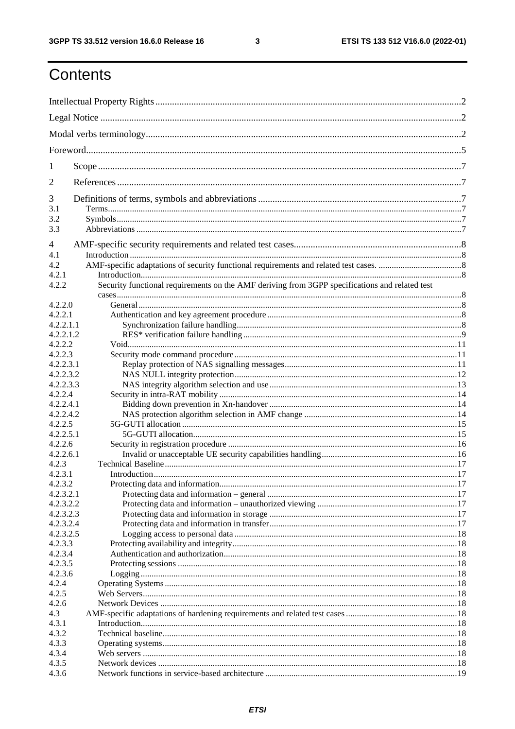# Contents

Intellectual Property Rights ........ 2

Legal Notice ........ 2

Modal verbs terminology ........ 2

Foreword ........ 5

1 Scope ........ 7

2 References ........ 7

3 Definitions of terms, symbols and abbreviations ........ 7

3.1 Terms ........ 7

3.2 Symbols ........ 7

3.3 Abbreviations ........ 7

4 AMF-specific security requirements and related test cases ........ 8

4.1 Introduction ........ 8

4.2 AMF-specific adaptations of security functional requirements and related test cases. ........ 8

4.2.1 Introduction ........ 8

4.2.2 Security functional requirements on the AMF deriving from 3GPP specifications and related test cases ........ 8

4.2.2.0 General ........ 8

4.2.2.1 Authentication and key agreement procedure ........ 8

4.2.2.1.1 Synchronization failure handling ........ 8

4.2.2.1.2 RES* verification failure handling ........ 9

4.2.2.2 Void ........ 11

4.2.2.3 Security mode command procedure ........ 11

4.2.2.3.1 Replay protection of NAS signalling messages ........ 11

4.2.2.3.2 NAS NULL integrity protection ........ 12

4.2.2.3.3 NAS integrity algorithm selection and use ........ 13

4.2.2.4 Security in intra-RAT mobility ........ 14

4.2.2.4.1 Bidding down prevention in Xn-handover ........ 14

4.2.2.4.2 NAS protection algorithm selection in AMF change ........ 14

4.2.2.5 5G-GUTI allocation ........ 15

4.2.2.5.1 5G-GUTI allocation ........ 15

4.2.2.6 Security in registration procedure ........ 16

4.2.2.6.1 Invalid or unacceptable UE security capabilities handling ........ 16

4.2.3 Technical Baseline ........ 17

4.2.3.1 Introduction ........ 17

4.2.3.2 Protecting data and information ........ 17

4.2.3.2.1 Protecting data and information – general ........ 17

4.2.3.2.2 Protecting data and information – unauthorized viewing ........ 17

4.2.3.2.3 Protecting data and information in storage ........ 17

4.2.3.2.4 Protecting data and information in transfer ........ 17

4.2.3.2.5 Logging access to personal data ........ 18

4.2.3.3 Protecting availability and integrity ........ 18

4.2.3.4 Authentication and authorization ........ 18

4.2.3.5 Protecting sessions ........ 18

4.2.3.6 Logging ........ 18

4.2.4 Operating Systems ........ 18

4.2.5 Web Servers ........ 18

4.2.6 Network Devices ........ 18

4.3 AMF-specific adaptations of hardening requirements and related test cases ........ 18

4.3.1 Introduction ........ 18

4.3.2 Technical baseline ........ 18

4.3.3 Operating systems ........ 18

4.3.4 Web servers ........ 18

4.3.5 Network devices ........ 18

4.3.6 Network functions in service-based architecture ........ 19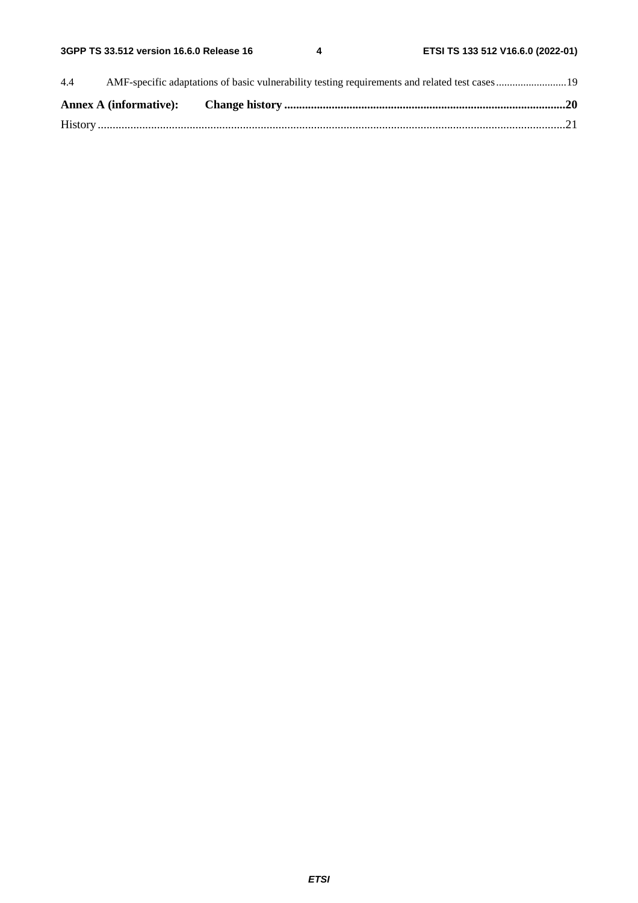4.4 AMF-specific adaptations of basic vulnerability testing requirements and related test cases ..........................19

**Annex A (informative): Change history ..............................................................................................20**

History ............................................................................................................................................................21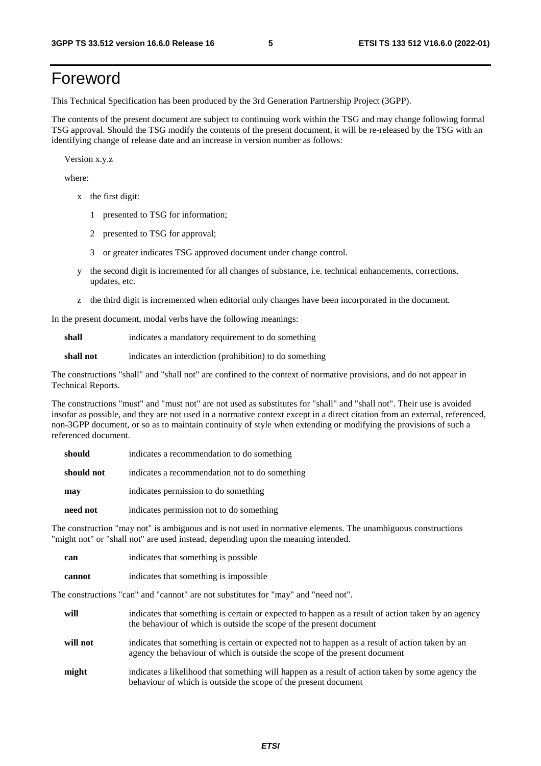# Foreword

This Technical Specification has been produced by the 3rd Generation Partnership Project (3GPP).

The contents of the present document are subject to continuing work within the TSG and may change following formal TSG approval. Should the TSG modify the contents of the present document, it will be re-released by the TSG with an identifying change of release date and an increase in version number as follows:

Version x.y.z

where:

- x the first digit:
  - 1 presented to TSG for information;
  - 2 presented to TSG for approval;
  - 3 or greater indicates TSG approved document under change control.
- y the second digit is incremented for all changes of substance, i.e. technical enhancements, corrections, updates, etc.
- z the third digit is incremented when editorial only changes have been incorporated in the document.

In the present document, modal verbs have the following meanings:

**shall** indicates a mandatory requirement to do something

**shall not** indicates an interdiction (prohibition) to do something

The constructions "shall" and "shall not" are confined to the context of normative provisions, and do not appear in Technical Reports.

The constructions "must" and "must not" are not used as substitutes for "shall" and "shall not". Their use is avoided insofar as possible, and they are not used in a normative context except in a direct citation from an external, referenced, non-3GPP document, or so as to maintain continuity of style when extending or modifying the provisions of such a referenced document.

**should** indicates a recommendation to do something

**should not** indicates a recommendation not to do something

**may** indicates permission to do something

**need not** indicates permission not to do something

The construction "may not" is ambiguous and is not used in normative elements. The unambiguous constructions "might not" or "shall not" are used instead, depending upon the meaning intended.

**can** indicates that something is possible

**cannot** indicates that something is impossible

The constructions "can" and "cannot" are not substitutes for "may" and "need not".

**will** indicates that something is certain or expected to happen as a result of action taken by an agency the behaviour of which is outside the scope of the present document

**will not** indicates that something is certain or expected not to happen as a result of action taken by an agency the behaviour of which is outside the scope of the present document

**might** indicates a likelihood that something will happen as a result of action taken by some agency the behaviour of which is outside the scope of the present document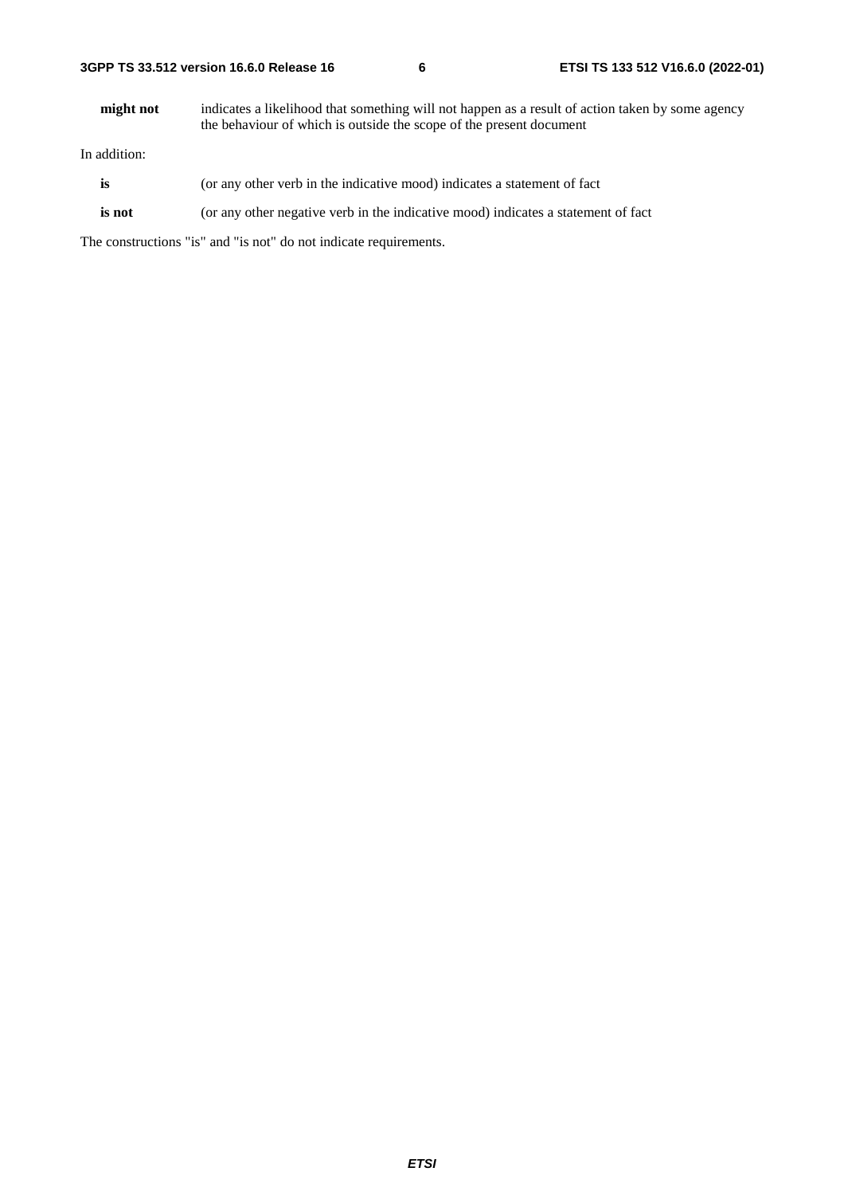**might not** indicates a likelihood that something will not happen as a result of action taken by some agency the behaviour of which is outside the scope of the present document

In addition:

**is** (or any other verb in the indicative mood) indicates a statement of fact

**is not** (or any other negative verb in the indicative mood) indicates a statement of fact

The constructions "is" and "is not" do not indicate requirements.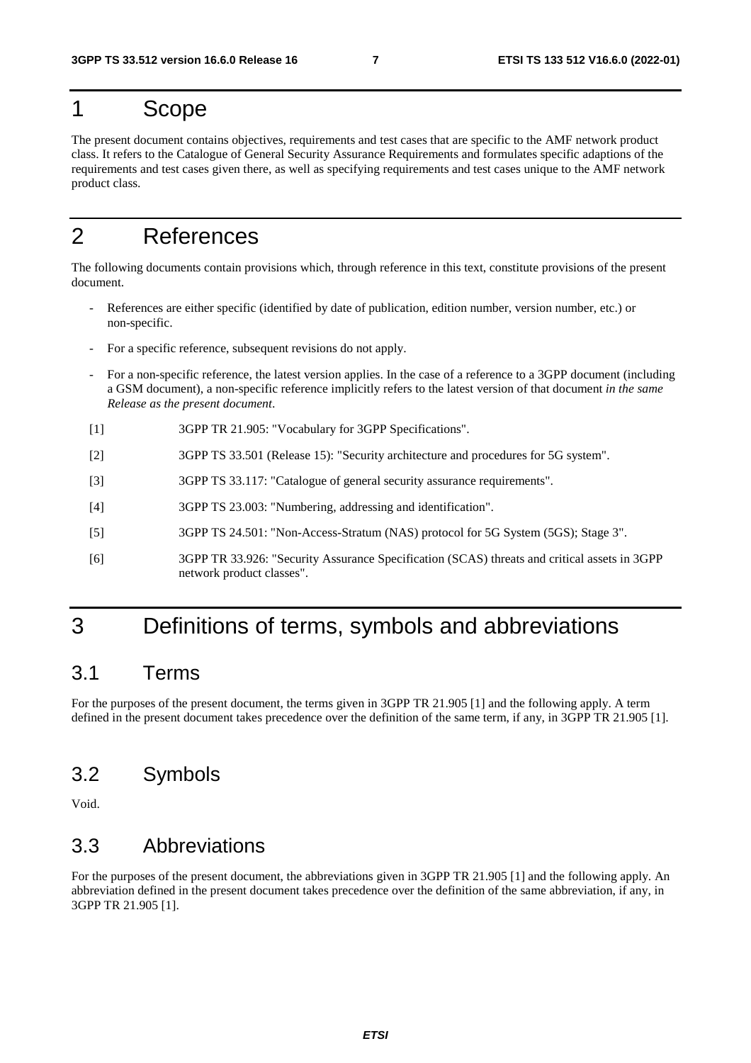# 1 Scope

The present document contains objectives, requirements and test cases that are specific to the AMF network product class. It refers to the Catalogue of General Security Assurance Requirements and formulates specific adaptions of the requirements and test cases given there, as well as specifying requirements and test cases unique to the AMF network product class.

# 2 References

The following documents contain provisions which, through reference in this text, constitute provisions of the present document.

- References are either specific (identified by date of publication, edition number, version number, etc.) or non-specific.
- For a specific reference, subsequent revisions do not apply.
- For a non-specific reference, the latest version applies. In the case of a reference to a 3GPP document (including a GSM document), a non-specific reference implicitly refers to the latest version of that document *in the same Release as the present document*.

[1] 3GPP TR 21.905: "Vocabulary for 3GPP Specifications".

[2] 3GPP TS 33.501 (Release 15): "Security architecture and procedures for 5G system".

[3] 3GPP TS 33.117: "Catalogue of general security assurance requirements".

[4] 3GPP TS 23.003: "Numbering, addressing and identification".

[5] 3GPP TS 24.501: "Non-Access-Stratum (NAS) protocol for 5G System (5GS); Stage 3".

[6] 3GPP TR 33.926: "Security Assurance Specification (SCAS) threats and critical assets in 3GPP network product classes".

# 3 Definitions of terms, symbols and abbreviations

## 3.1 Terms

For the purposes of the present document, the terms given in 3GPP TR 21.905 [1] and the following apply. A term defined in the present document takes precedence over the definition of the same term, if any, in 3GPP TR 21.905 [1].

## 3.2 Symbols

Void.

## 3.3 Abbreviations

For the purposes of the present document, the abbreviations given in 3GPP TR 21.905 [1] and the following apply. An abbreviation defined in the present document takes precedence over the definition of the same abbreviation, if any, in 3GPP TR 21.905 [1].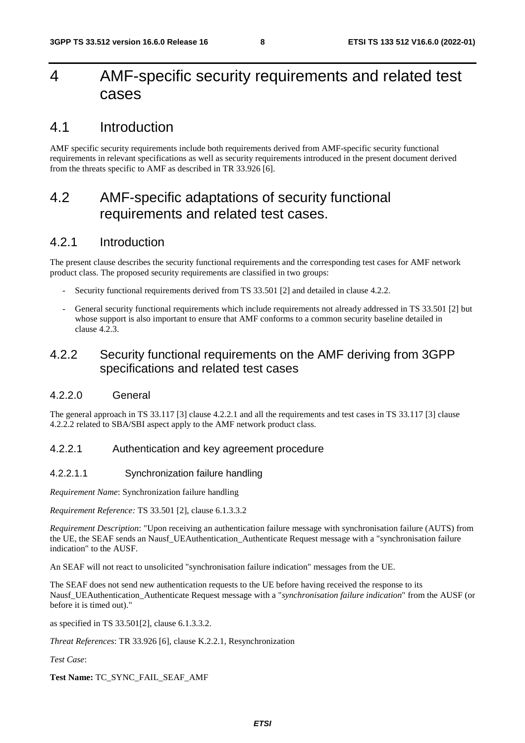# 4 AMF-specific security requirements and related test cases

## 4.1 Introduction

AMF specific security requirements include both requirements derived from AMF-specific security functional requirements in relevant specifications as well as security requirements introduced in the present document derived from the threats specific to AMF as described in TR 33.926 [6].

## 4.2 AMF-specific adaptations of security functional requirements and related test cases.

### 4.2.1 Introduction

The present clause describes the security functional requirements and the corresponding test cases for AMF network product class. The proposed security requirements are classified in two groups:

- Security functional requirements derived from TS 33.501 [2] and detailed in clause 4.2.2.
- General security functional requirements which include requirements not already addressed in TS 33.501 [2] but whose support is also important to ensure that AMF conforms to a common security baseline detailed in clause 4.2.3.

### 4.2.2 Security functional requirements on the AMF deriving from 3GPP specifications and related test cases

#### 4.2.2.0 General

The general approach in TS 33.117 [3] clause 4.2.2.1 and all the requirements and test cases in TS 33.117 [3] clause 4.2.2.2 related to SBA/SBI aspect apply to the AMF network product class.

#### 4.2.2.1 Authentication and key agreement procedure

##### 4.2.2.1.1 Synchronization failure handling

*Requirement Name*: Synchronization failure handling

*Requirement Reference:* TS 33.501 [2], clause 6.1.3.3.2

*Requirement Description*: "Upon receiving an authentication failure message with synchronisation failure (AUTS) from the UE, the SEAF sends an Nausf_UEAuthentication_Authenticate Request message with a "synchronisation failure indication" to the AUSF.

An SEAF will not react to unsolicited "synchronisation failure indication" messages from the UE.

The SEAF does not send new authentication requests to the UE before having received the response to its Nausf_UEAuthentication_Authenticate Request message with a "*synchronisation failure indication*" from the AUSF (or before it is timed out)."

as specified in TS 33.501[2], clause 6.1.3.3.2.

*Threat References*: TR 33.926 [6], clause K.2.2.1, Resynchronization

*Test Case*:

**Test Name:** TC_SYNC_FAIL_SEAF_AMF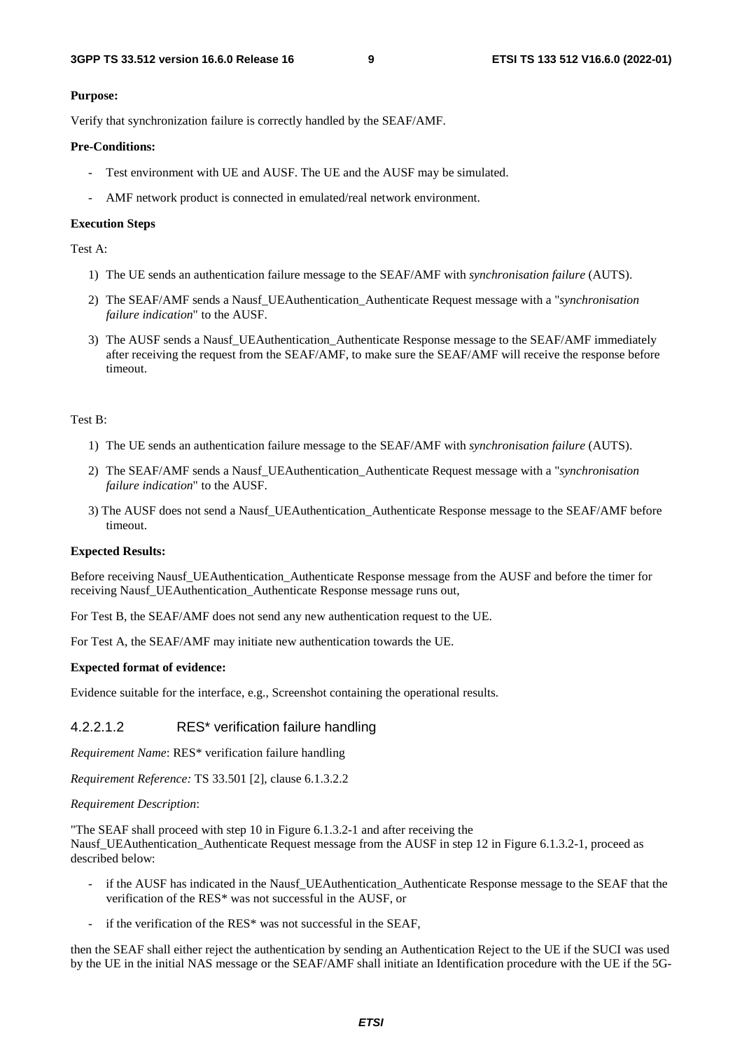**Purpose:**

Verify that synchronization failure is correctly handled by the SEAF/AMF.

**Pre-Conditions:**

- Test environment with UE and AUSF. The UE and the AUSF may be simulated.
- AMF network product is connected in emulated/real network environment.

**Execution Steps**

Test A:

1) The UE sends an authentication failure message to the SEAF/AMF with *synchronisation failure* (AUTS).
2) The SEAF/AMF sends a Nausf_UEAuthentication_Authenticate Request message with a "*synchronisation failure indication*" to the AUSF.
3) The AUSF sends a Nausf_UEAuthentication_Authenticate Response message to the SEAF/AMF immediately after receiving the request from the SEAF/AMF, to make sure the SEAF/AMF will receive the response before timeout.

Test B:

1) The UE sends an authentication failure message to the SEAF/AMF with *synchronisation failure* (AUTS).
2) The SEAF/AMF sends a Nausf_UEAuthentication_Authenticate Request message with a "*synchronisation failure indication*" to the AUSF.
3) The AUSF does not send a Nausf_UEAuthentication_Authenticate Response message to the SEAF/AMF before timeout.

**Expected Results:**

Before receiving Nausf_UEAuthentication_Authenticate Response message from the AUSF and before the timer for receiving Nausf_UEAuthentication_Authenticate Response message runs out,

For Test B, the SEAF/AMF does not send any new authentication request to the UE.

For Test A, the SEAF/AMF may initiate new authentication towards the UE.

**Expected format of evidence:**

Evidence suitable for the interface, e.g., Screenshot containing the operational results.

#### 4.2.2.1.2 RES* verification failure handling

*Requirement Name*: RES* verification failure handling

*Requirement Reference:* TS 33.501 [2], clause 6.1.3.2.2

*Requirement Description*:

"The SEAF shall proceed with step 10 in Figure 6.1.3.2-1 and after receiving the Nausf_UEAuthentication_Authenticate Request message from the AUSF in step 12 in Figure 6.1.3.2-1, proceed as described below:

- if the AUSF has indicated in the Nausf_UEAuthentication_Authenticate Response message to the SEAF that the verification of the RES* was not successful in the AUSF, or
- if the verification of the RES* was not successful in the SEAF,

then the SEAF shall either reject the authentication by sending an Authentication Reject to the UE if the SUCI was used by the UE in the initial NAS message or the SEAF/AMF shall initiate an Identification procedure with the UE if the 5G-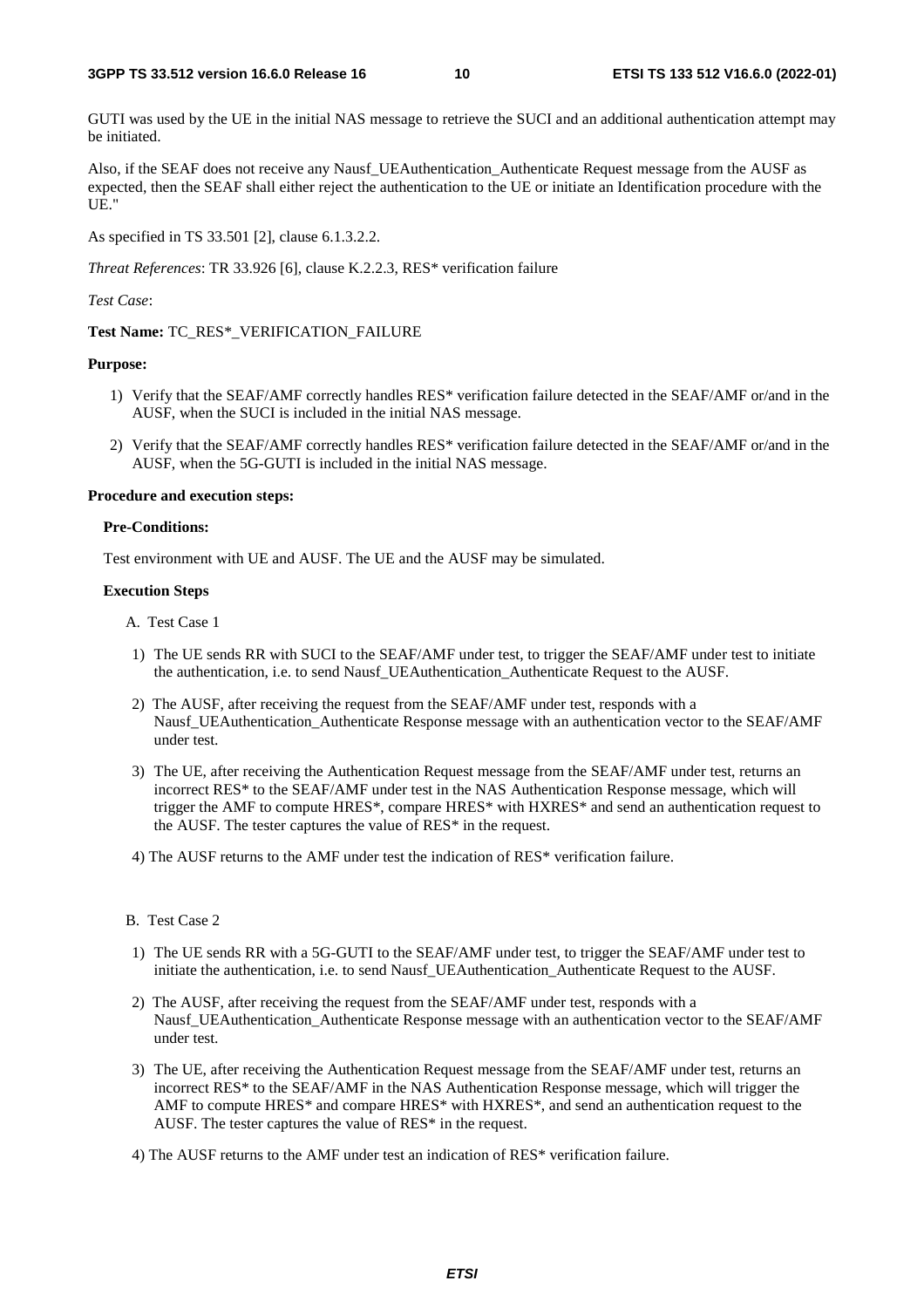GUTI was used by the UE in the initial NAS message to retrieve the SUCI and an additional authentication attempt may be initiated.

Also, if the SEAF does not receive any Nausf_UEAuthentication_Authenticate Request message from the AUSF as expected, then the SEAF shall either reject the authentication to the UE or initiate an Identification procedure with the UE."

As specified in TS 33.501 [2], clause 6.1.3.2.2.

*Threat References*: TR 33.926 [6], clause K.2.2.3, RES* verification failure

*Test Case*:

**Test Name:** TC_RES*_VERIFICATION_FAILURE

**Purpose:**

1) Verify that the SEAF/AMF correctly handles RES* verification failure detected in the SEAF/AMF or/and in the AUSF, when the SUCI is included in the initial NAS message.

2) Verify that the SEAF/AMF correctly handles RES* verification failure detected in the SEAF/AMF or/and in the AUSF, when the 5G-GUTI is included in the initial NAS message.

**Procedure and execution steps:**

**Pre-Conditions:**

Test environment with UE and AUSF. The UE and the AUSF may be simulated.

**Execution Steps**

A. Test Case 1

1) The UE sends RR with SUCI to the SEAF/AMF under test, to trigger the SEAF/AMF under test to initiate the authentication, i.e. to send Nausf_UEAuthentication_Authenticate Request to the AUSF.

2) The AUSF, after receiving the request from the SEAF/AMF under test, responds with a Nausf_UEAuthentication_Authenticate Response message with an authentication vector to the SEAF/AMF under test.

3) The UE, after receiving the Authentication Request message from the SEAF/AMF under test, returns an incorrect RES* to the SEAF/AMF under test in the NAS Authentication Response message, which will trigger the AMF to compute HRES*, compare HRES* with HXRES* and send an authentication request to the AUSF. The tester captures the value of RES* in the request.

4) The AUSF returns to the AMF under test the indication of RES* verification failure.

B. Test Case 2

1) The UE sends RR with a 5G-GUTI to the SEAF/AMF under test, to trigger the SEAF/AMF under test to initiate the authentication, i.e. to send Nausf_UEAuthentication_Authenticate Request to the AUSF.

2) The AUSF, after receiving the request from the SEAF/AMF under test, responds with a Nausf_UEAuthentication_Authenticate Response message with an authentication vector to the SEAF/AMF under test.

3) The UE, after receiving the Authentication Request message from the SEAF/AMF under test, returns an incorrect RES* to the SEAF/AMF in the NAS Authentication Response message, which will trigger the AMF to compute HRES* and compare HRES* with HXRES*, and send an authentication request to the AUSF. The tester captures the value of RES* in the request.

4) The AUSF returns to the AMF under test an indication of RES* verification failure.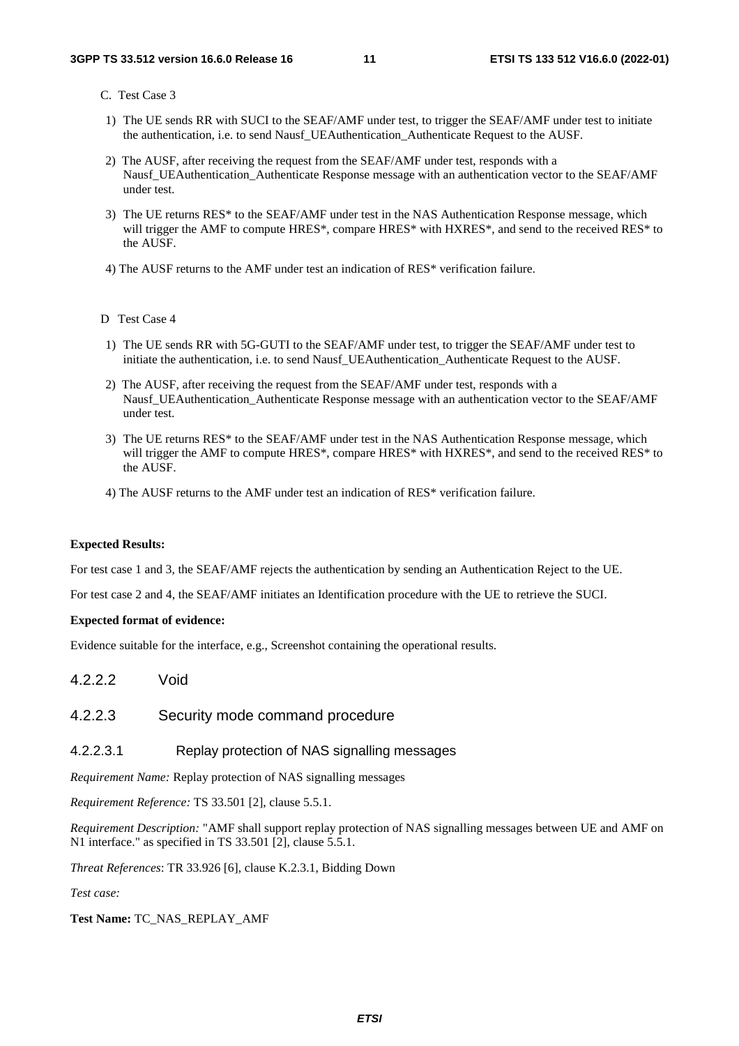C. Test Case 3

1) The UE sends RR with SUCI to the SEAF/AMF under test, to trigger the SEAF/AMF under test to initiate the authentication, i.e. to send Nausf_UEAuthentication_Authenticate Request to the AUSF.

2) The AUSF, after receiving the request from the SEAF/AMF under test, responds with a Nausf_UEAuthentication_Authenticate Response message with an authentication vector to the SEAF/AMF under test.

3) The UE returns RES* to the SEAF/AMF under test in the NAS Authentication Response message, which will trigger the AMF to compute HRES*, compare HRES* with HXRES*, and send to the received RES* to the AUSF.

4) The AUSF returns to the AMF under test an indication of RES* verification failure.

D Test Case 4

1) The UE sends RR with 5G-GUTI to the SEAF/AMF under test, to trigger the SEAF/AMF under test to initiate the authentication, i.e. to send Nausf_UEAuthentication_Authenticate Request to the AUSF.

2) The AUSF, after receiving the request from the SEAF/AMF under test, responds with a Nausf_UEAuthentication_Authenticate Response message with an authentication vector to the SEAF/AMF under test.

3) The UE returns RES* to the SEAF/AMF under test in the NAS Authentication Response message, which will trigger the AMF to compute HRES*, compare HRES* with HXRES*, and send to the received RES* to the AUSF.

4) The AUSF returns to the AMF under test an indication of RES* verification failure.

**Expected Results:**

For test case 1 and 3, the SEAF/AMF rejects the authentication by sending an Authentication Reject to the UE.

For test case 2 and 4, the SEAF/AMF initiates an Identification procedure with the UE to retrieve the SUCI.

**Expected format of evidence:**

Evidence suitable for the interface, e.g., Screenshot containing the operational results.

#### 4.2.2.2 Void

#### 4.2.2.3 Security mode command procedure

##### 4.2.2.3.1 Replay protection of NAS signalling messages

*Requirement Name:* Replay protection of NAS signalling messages

*Requirement Reference:* TS 33.501 [2], clause 5.5.1.

*Requirement Description:* "AMF shall support replay protection of NAS signalling messages between UE and AMF on N1 interface." as specified in TS 33.501 [2], clause 5.5.1.

*Threat References*: TR 33.926 [6], clause K.2.3.1, Bidding Down

*Test case:*

**Test Name:** TC_NAS_REPLAY_AMF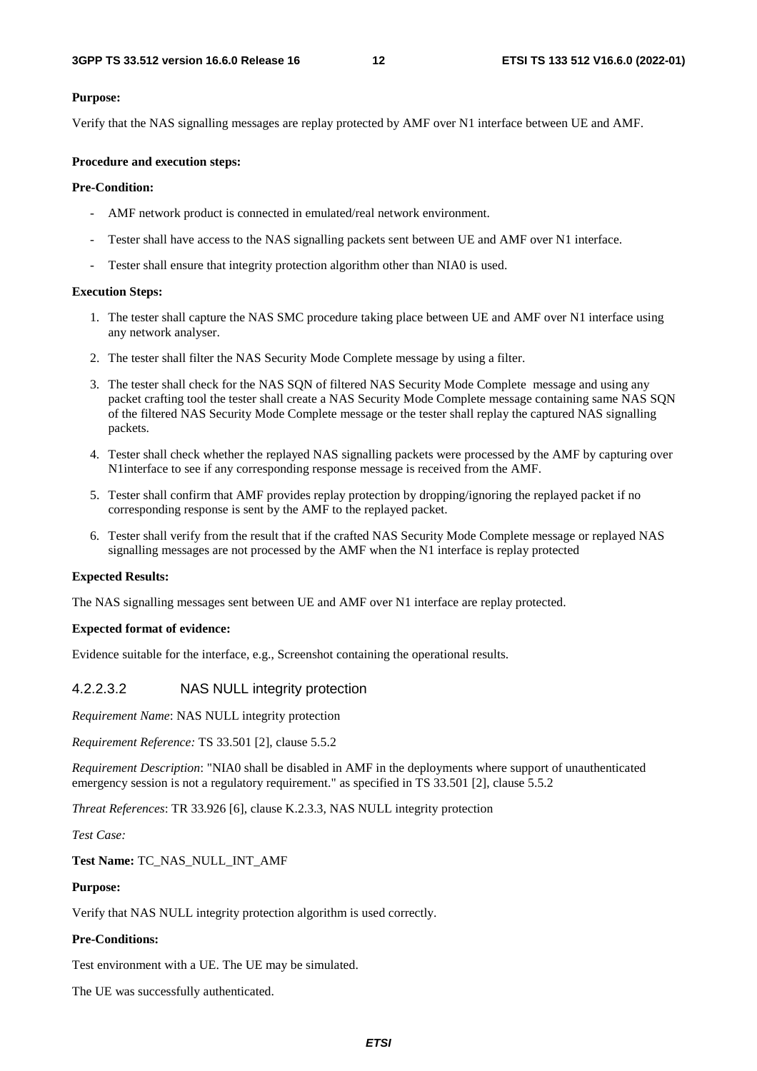**Purpose:**

Verify that the NAS signalling messages are replay protected by AMF over N1 interface between UE and AMF.

**Procedure and execution steps:**

**Pre-Condition:**

- AMF network product is connected in emulated/real network environment.
- Tester shall have access to the NAS signalling packets sent between UE and AMF over N1 interface.
- Tester shall ensure that integrity protection algorithm other than NIA0 is used.

**Execution Steps:**

1. The tester shall capture the NAS SMC procedure taking place between UE and AMF over N1 interface using any network analyser.
2. The tester shall filter the NAS Security Mode Complete message by using a filter.
3. The tester shall check for the NAS SQN of filtered NAS Security Mode Complete message and using any packet crafting tool the tester shall create a NAS Security Mode Complete message containing same NAS SQN of the filtered NAS Security Mode Complete message or the tester shall replay the captured NAS signalling packets.
4. Tester shall check whether the replayed NAS signalling packets were processed by the AMF by capturing over N1interface to see if any corresponding response message is received from the AMF.
5. Tester shall confirm that AMF provides replay protection by dropping/ignoring the replayed packet if no corresponding response is sent by the AMF to the replayed packet.
6. Tester shall verify from the result that if the crafted NAS Security Mode Complete message or replayed NAS signalling messages are not processed by the AMF when the N1 interface is replay protected

**Expected Results:**

The NAS signalling messages sent between UE and AMF over N1 interface are replay protected.

**Expected format of evidence:**

Evidence suitable for the interface, e.g., Screenshot containing the operational results.

#### 4.2.2.3.2 NAS NULL integrity protection

*Requirement Name*: NAS NULL integrity protection

*Requirement Reference:* TS 33.501 [2], clause 5.5.2

*Requirement Description*: "NIA0 shall be disabled in AMF in the deployments where support of unauthenticated emergency session is not a regulatory requirement." as specified in TS 33.501 [2], clause 5.5.2

*Threat References*: TR 33.926 [6], clause K.2.3.3, NAS NULL integrity protection

*Test Case:*

**Test Name:** TC_NAS_NULL_INT_AMF

**Purpose:**

Verify that NAS NULL integrity protection algorithm is used correctly.

**Pre-Conditions:**

Test environment with a UE. The UE may be simulated.

The UE was successfully authenticated.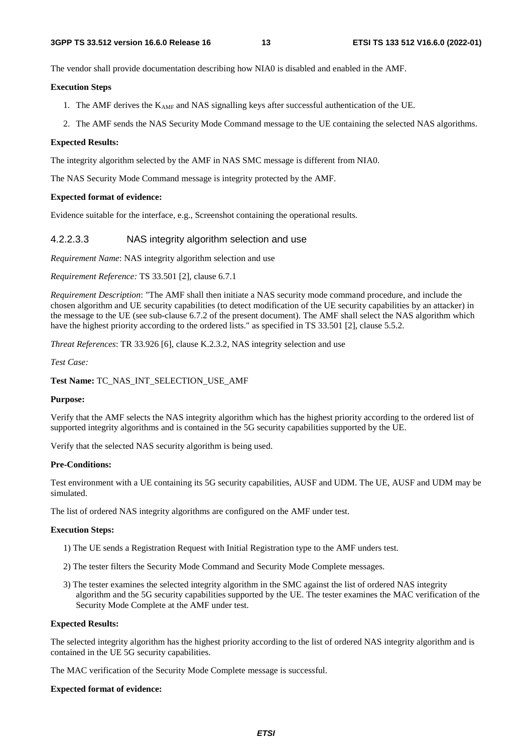The vendor shall provide documentation describing how NIA0 is disabled and enabled in the AMF.

**Execution Steps**

1. The AMF derives the $K_{AMF}$ and NAS signalling keys after successful authentication of the UE.
2. The AMF sends the NAS Security Mode Command message to the UE containing the selected NAS algorithms.

**Expected Results:**

The integrity algorithm selected by the AMF in NAS SMC message is different from NIA0.

The NAS Security Mode Command message is integrity protected by the AMF.

**Expected format of evidence:**

Evidence suitable for the interface, e.g., Screenshot containing the operational results.

#### 4.2.2.3.3 NAS integrity algorithm selection and use

*Requirement Name*: NAS integrity algorithm selection and use

*Requirement Reference:* TS 33.501 [2], clause 6.7.1

*Requirement Description*: "The AMF shall then initiate a NAS security mode command procedure, and include the chosen algorithm and UE security capabilities (to detect modification of the UE security capabilities by an attacker) in the message to the UE (see sub-clause 6.7.2 of the present document). The AMF shall select the NAS algorithm which have the highest priority according to the ordered lists." as specified in TS 33.501 [2], clause 5.5.2.

*Threat References*: TR 33.926 [6], clause K.2.3.2, NAS integrity selection and use

*Test Case:*

**Test Name:** TC_NAS_INT_SELECTION_USE_AMF

**Purpose:**

Verify that the AMF selects the NAS integrity algorithm which has the highest priority according to the ordered list of supported integrity algorithms and is contained in the 5G security capabilities supported by the UE.

Verify that the selected NAS security algorithm is being used.

**Pre-Conditions:**

Test environment with a UE containing its 5G security capabilities, AUSF and UDM. The UE, AUSF and UDM may be simulated.

The list of ordered NAS integrity algorithms are configured on the AMF under test.

**Execution Steps:**

1) The UE sends a Registration Request with Initial Registration type to the AMF unders test.

2) The tester filters the Security Mode Command and Security Mode Complete messages.

3) The tester examines the selected integrity algorithm in the SMC against the list of ordered NAS integrity algorithm and the 5G security capabilities supported by the UE. The tester examines the MAC verification of the Security Mode Complete at the AMF under test.

**Expected Results:**

The selected integrity algorithm has the highest priority according to the list of ordered NAS integrity algorithm and is contained in the UE 5G security capabilities.

The MAC verification of the Security Mode Complete message is successful.

**Expected format of evidence:**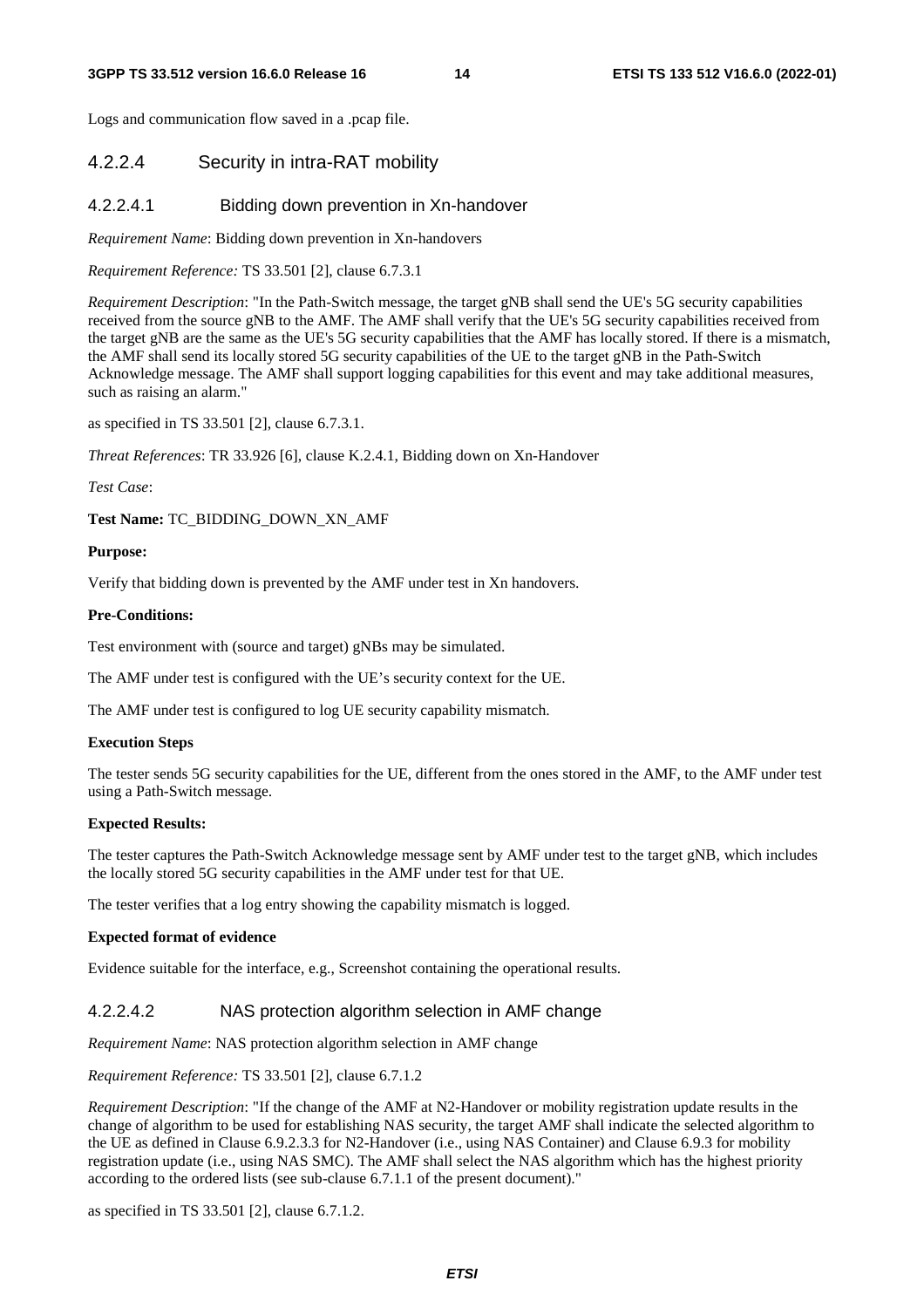Logs and communication flow saved in a .pcap file.

### 4.2.2.4 Security in intra-RAT mobility

#### 4.2.2.4.1 Bidding down prevention in Xn-handover

*Requirement Name*: Bidding down prevention in Xn-handovers

*Requirement Reference:* TS 33.501 [2], clause 6.7.3.1

*Requirement Description*: "In the Path-Switch message, the target gNB shall send the UE's 5G security capabilities received from the source gNB to the AMF. The AMF shall verify that the UE's 5G security capabilities received from the target gNB are the same as the UE's 5G security capabilities that the AMF has locally stored. If there is a mismatch, the AMF shall send its locally stored 5G security capabilities of the UE to the target gNB in the Path-Switch Acknowledge message. The AMF shall support logging capabilities for this event and may take additional measures, such as raising an alarm."

as specified in TS 33.501 [2], clause 6.7.3.1.

*Threat References*: TR 33.926 [6], clause K.2.4.1, Bidding down on Xn-Handover

*Test Case*:

**Test Name:** TC_BIDDING_DOWN_XN_AMF

**Purpose:**

Verify that bidding down is prevented by the AMF under test in Xn handovers.

**Pre-Conditions:**

Test environment with (source and target) gNBs may be simulated.

The AMF under test is configured with the UE's security context for the UE.

The AMF under test is configured to log UE security capability mismatch.

**Execution Steps**

The tester sends 5G security capabilities for the UE, different from the ones stored in the AMF, to the AMF under test using a Path-Switch message.

**Expected Results:**

The tester captures the Path-Switch Acknowledge message sent by AMF under test to the target gNB, which includes the locally stored 5G security capabilities in the AMF under test for that UE.

The tester verifies that a log entry showing the capability mismatch is logged.

**Expected format of evidence**

Evidence suitable for the interface, e.g., Screenshot containing the operational results.

#### 4.2.2.4.2 NAS protection algorithm selection in AMF change

*Requirement Name*: NAS protection algorithm selection in AMF change

*Requirement Reference:* TS 33.501 [2], clause 6.7.1.2

*Requirement Description*: "If the change of the AMF at N2-Handover or mobility registration update results in the change of algorithm to be used for establishing NAS security, the target AMF shall indicate the selected algorithm to the UE as defined in Clause 6.9.2.3.3 for N2-Handover (i.e., using NAS Container) and Clause 6.9.3 for mobility registration update (i.e., using NAS SMC). The AMF shall select the NAS algorithm which has the highest priority according to the ordered lists (see sub-clause 6.7.1.1 of the present document)."

as specified in TS 33.501 [2], clause 6.7.1.2.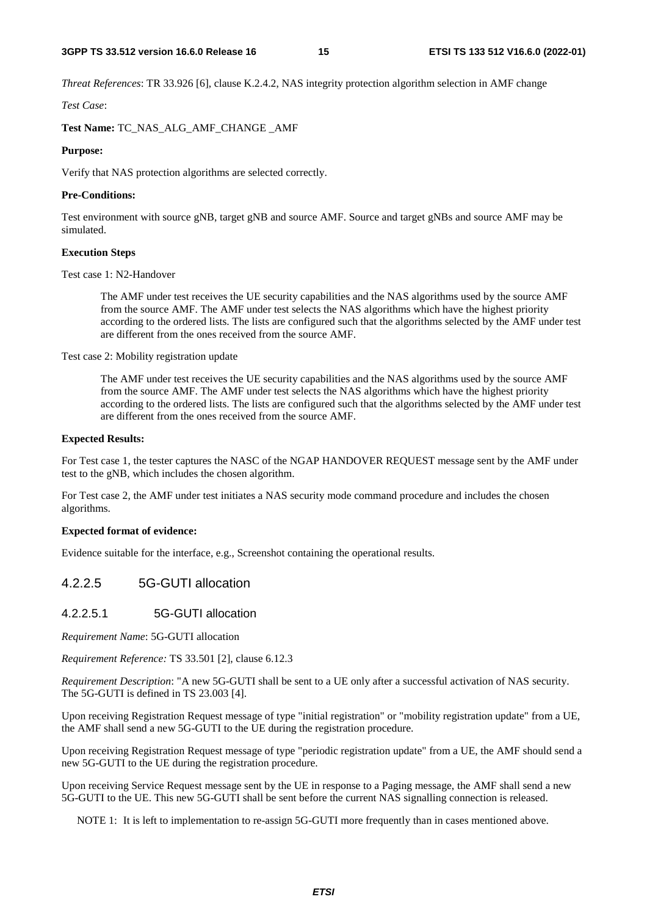*Threat References*: TR 33.926 [6], clause K.2.4.2, NAS integrity protection algorithm selection in AMF change

*Test Case*:

**Test Name:** TC_NAS_ALG_AMF_CHANGE _AMF

**Purpose:**

Verify that NAS protection algorithms are selected correctly.

**Pre-Conditions:**

Test environment with source gNB, target gNB and source AMF. Source and target gNBs and source AMF may be simulated.

**Execution Steps**

Test case 1: N2-Handover

> The AMF under test receives the UE security capabilities and the NAS algorithms used by the source AMF from the source AMF. The AMF under test selects the NAS algorithms which have the highest priority according to the ordered lists. The lists are configured such that the algorithms selected by the AMF under test are different from the ones received from the source AMF.

Test case 2: Mobility registration update

> The AMF under test receives the UE security capabilities and the NAS algorithms used by the source AMF from the source AMF. The AMF under test selects the NAS algorithms which have the highest priority according to the ordered lists. The lists are configured such that the algorithms selected by the AMF under test are different from the ones received from the source AMF.

**Expected Results:**

For Test case 1, the tester captures the NASC of the NGAP HANDOVER REQUEST message sent by the AMF under test to the gNB, which includes the chosen algorithm.

For Test case 2, the AMF under test initiates a NAS security mode command procedure and includes the chosen algorithms.

**Expected format of evidence:**

Evidence suitable for the interface, e.g., Screenshot containing the operational results.

### 4.2.2.5 5G-GUTI allocation

#### 4.2.2.5.1 5G-GUTI allocation

*Requirement Name*: 5G-GUTI allocation

*Requirement Reference:* TS 33.501 [2], clause 6.12.3

*Requirement Description*: "A new 5G-GUTI shall be sent to a UE only after a successful activation of NAS security. The 5G-GUTI is defined in TS 23.003 [4].

Upon receiving Registration Request message of type "initial registration" or "mobility registration update" from a UE, the AMF shall send a new 5G-GUTI to the UE during the registration procedure.

Upon receiving Registration Request message of type "periodic registration update" from a UE, the AMF should send a new 5G-GUTI to the UE during the registration procedure.

Upon receiving Service Request message sent by the UE in response to a Paging message, the AMF shall send a new 5G-GUTI to the UE. This new 5G-GUTI shall be sent before the current NAS signalling connection is released.

> NOTE 1: It is left to implementation to re-assign 5G-GUTI more frequently than in cases mentioned above.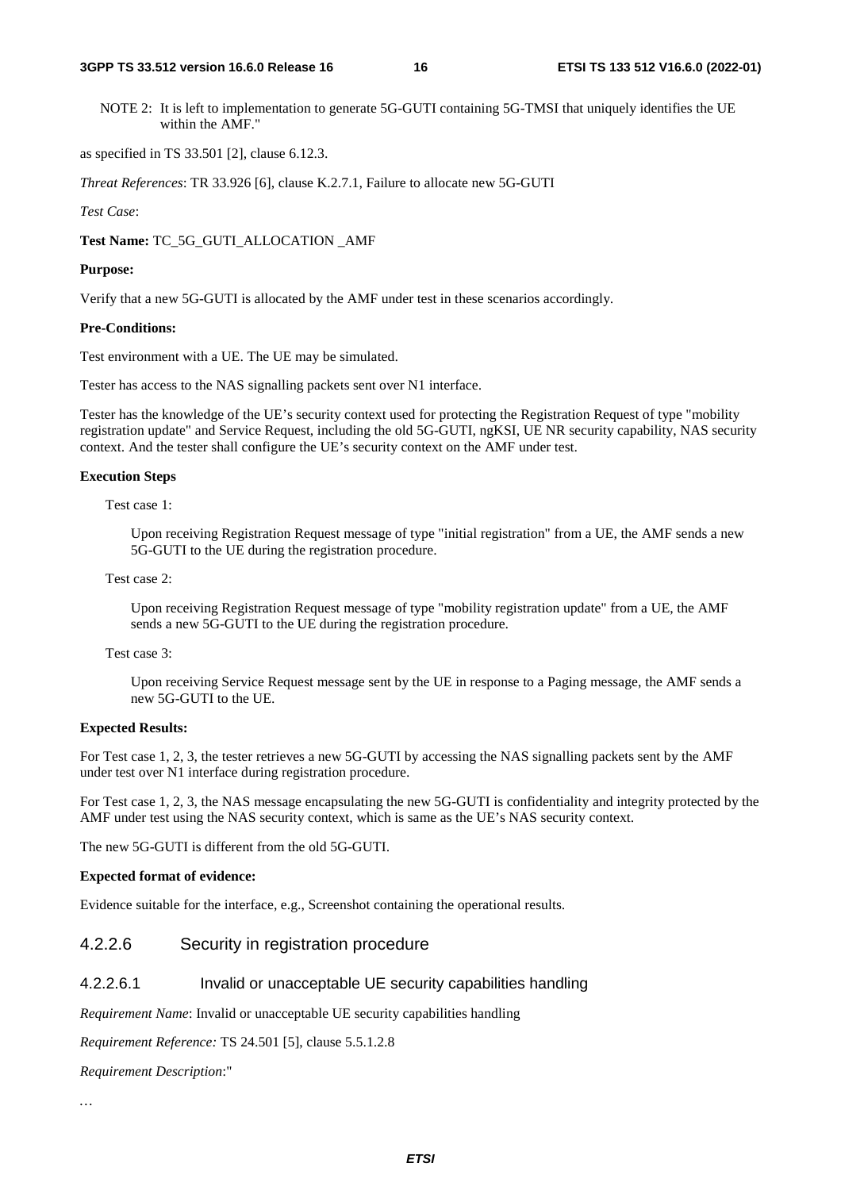NOTE 2: It is left to implementation to generate 5G-GUTI containing 5G-TMSI that uniquely identifies the UE within the AMF."

as specified in TS 33.501 [2], clause 6.12.3.

*Threat References*: TR 33.926 [6], clause K.2.7.1, Failure to allocate new 5G-GUTI

*Test Case*:

**Test Name:** TC_5G_GUTI_ALLOCATION _AMF

**Purpose:**

Verify that a new 5G-GUTI is allocated by the AMF under test in these scenarios accordingly.

**Pre-Conditions:**

Test environment with a UE. The UE may be simulated.

Tester has access to the NAS signalling packets sent over N1 interface.

Tester has the knowledge of the UE's security context used for protecting the Registration Request of type "mobility registration update" and Service Request, including the old 5G-GUTI, ngKSI, UE NR security capability, NAS security context. And the tester shall configure the UE's security context on the AMF under test.

**Execution Steps**

Test case 1:

Upon receiving Registration Request message of type "initial registration" from a UE, the AMF sends a new 5G-GUTI to the UE during the registration procedure.

Test case 2:

Upon receiving Registration Request message of type "mobility registration update" from a UE, the AMF sends a new 5G-GUTI to the UE during the registration procedure.

Test case 3:

Upon receiving Service Request message sent by the UE in response to a Paging message, the AMF sends a new 5G-GUTI to the UE.

**Expected Results:**

For Test case 1, 2, 3, the tester retrieves a new 5G-GUTI by accessing the NAS signalling packets sent by the AMF under test over N1 interface during registration procedure.

For Test case 1, 2, 3, the NAS message encapsulating the new 5G-GUTI is confidentiality and integrity protected by the AMF under test using the NAS security context, which is same as the UE's NAS security context.

The new 5G-GUTI is different from the old 5G-GUTI.

**Expected format of evidence:**

Evidence suitable for the interface, e.g., Screenshot containing the operational results.

#### 4.2.2.6 Security in registration procedure

##### 4.2.2.6.1 Invalid or unacceptable UE security capabilities handling

*Requirement Name*: Invalid or unacceptable UE security capabilities handling

*Requirement Reference:* TS 24.501 [5], clause 5.5.1.2.8

*Requirement Description*:"

…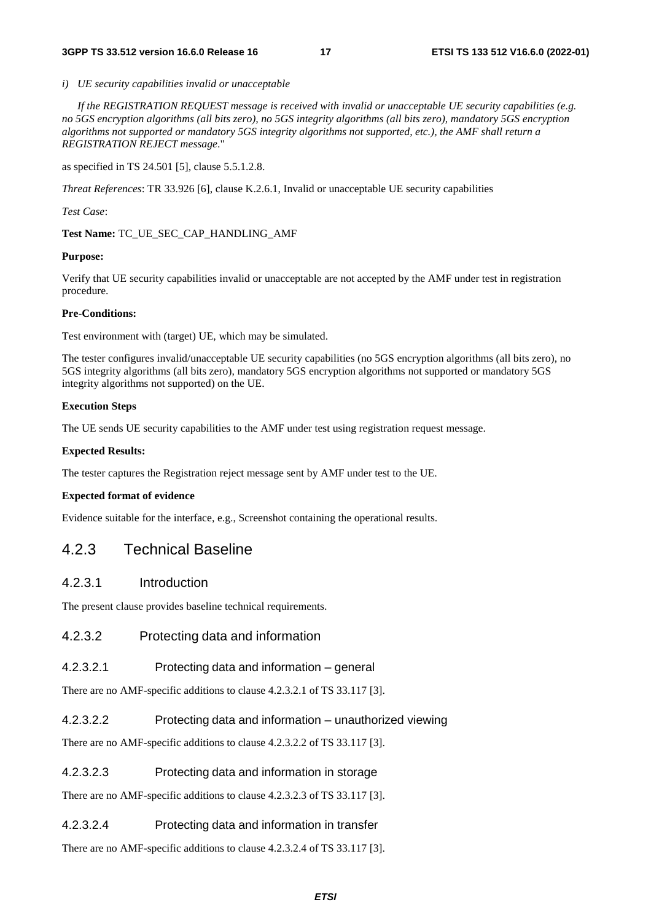*i) UE security capabilities invalid or unacceptable*

*If the REGISTRATION REQUEST message is received with invalid or unacceptable UE security capabilities (e.g. no 5GS encryption algorithms (all bits zero), no 5GS integrity algorithms (all bits zero), mandatory 5GS encryption algorithms not supported or mandatory 5GS integrity algorithms not supported, etc.), the AMF shall return a REGISTRATION REJECT message*."

as specified in TS 24.501 [5], clause 5.5.1.2.8.

*Threat References*: TR 33.926 [6], clause K.2.6.1, Invalid or unacceptable UE security capabilities

*Test Case*:

**Test Name:** TC_UE_SEC_CAP_HANDLING_AMF

**Purpose:**

Verify that UE security capabilities invalid or unacceptable are not accepted by the AMF under test in registration procedure.

**Pre-Conditions:**

Test environment with (target) UE, which may be simulated.

The tester configures invalid/unacceptable UE security capabilities (no 5GS encryption algorithms (all bits zero), no 5GS integrity algorithms (all bits zero), mandatory 5GS encryption algorithms not supported or mandatory 5GS integrity algorithms not supported) on the UE.

**Execution Steps**

The UE sends UE security capabilities to the AMF under test using registration request message.

**Expected Results:**

The tester captures the Registration reject message sent by AMF under test to the UE.

**Expected format of evidence**

Evidence suitable for the interface, e.g., Screenshot containing the operational results.

## 4.2.3 Technical Baseline

### 4.2.3.1 Introduction

The present clause provides baseline technical requirements.

### 4.2.3.2 Protecting data and information

#### 4.2.3.2.1 Protecting data and information – general

There are no AMF-specific additions to clause 4.2.3.2.1 of TS 33.117 [3].

#### 4.2.3.2.2 Protecting data and information – unauthorized viewing

There are no AMF-specific additions to clause 4.2.3.2.2 of TS 33.117 [3].

#### 4.2.3.2.3 Protecting data and information in storage

There are no AMF-specific additions to clause 4.2.3.2.3 of TS 33.117 [3].

#### 4.2.3.2.4 Protecting data and information in transfer

There are no AMF-specific additions to clause 4.2.3.2.4 of TS 33.117 [3].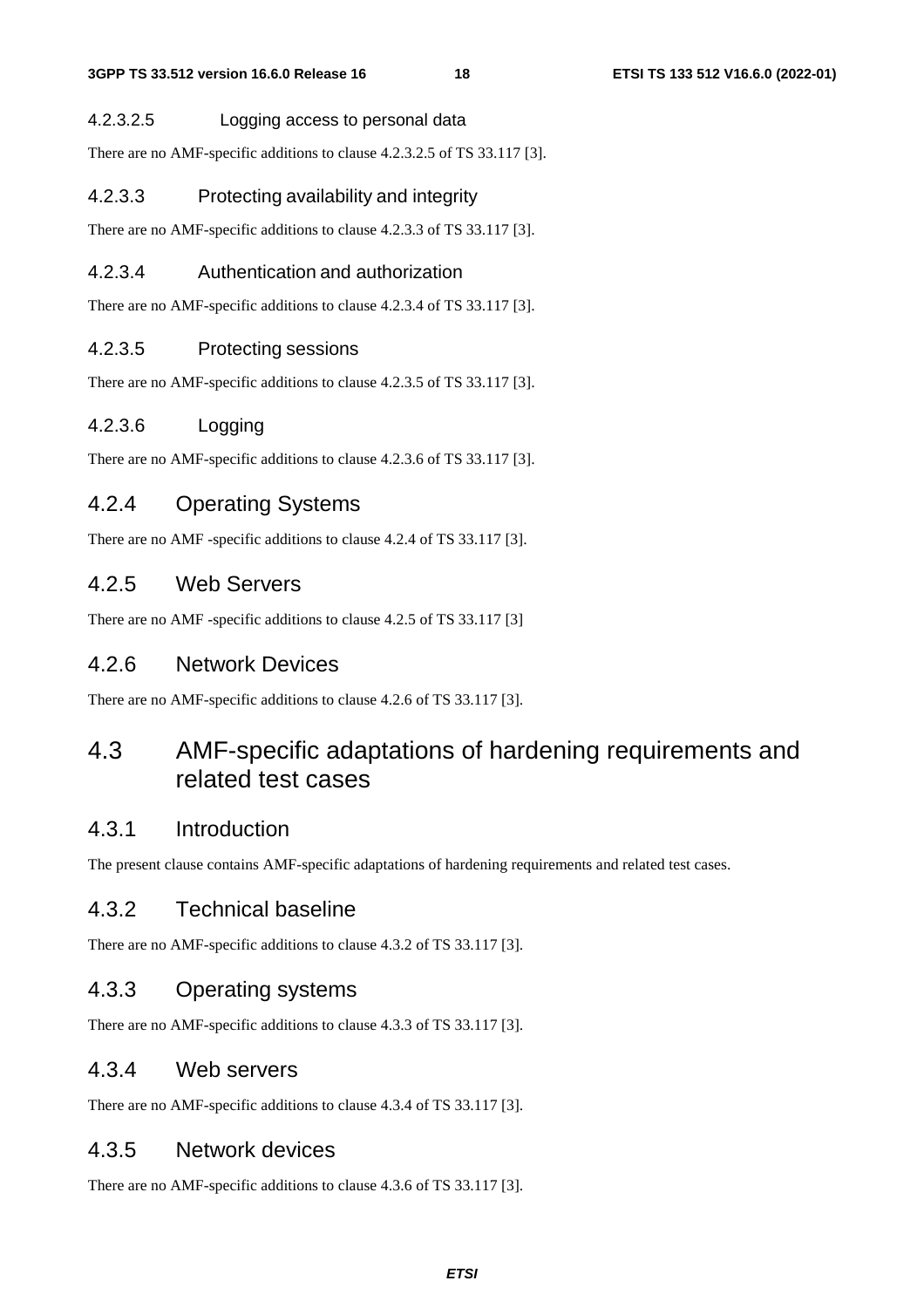##### 4.2.3.2.5 Logging access to personal data

There are no AMF-specific additions to clause 4.2.3.2.5 of TS 33.117 [3].

#### 4.2.3.3 Protecting availability and integrity

There are no AMF-specific additions to clause 4.2.3.3 of TS 33.117 [3].

#### 4.2.3.4 Authentication and authorization

There are no AMF-specific additions to clause 4.2.3.4 of TS 33.117 [3].

#### 4.2.3.5 Protecting sessions

There are no AMF-specific additions to clause 4.2.3.5 of TS 33.117 [3].

#### 4.2.3.6 Logging

There are no AMF-specific additions to clause 4.2.3.6 of TS 33.117 [3].

### 4.2.4 Operating Systems

There are no AMF -specific additions to clause 4.2.4 of TS 33.117 [3].

### 4.2.5 Web Servers

There are no AMF -specific additions to clause 4.2.5 of TS 33.117 [3]

### 4.2.6 Network Devices

There are no AMF-specific additions to clause 4.2.6 of TS 33.117 [3].

## 4.3 AMF-specific adaptations of hardening requirements and related test cases

### 4.3.1 Introduction

The present clause contains AMF-specific adaptations of hardening requirements and related test cases.

### 4.3.2 Technical baseline

There are no AMF-specific additions to clause 4.3.2 of TS 33.117 [3].

### 4.3.3 Operating systems

There are no AMF-specific additions to clause 4.3.3 of TS 33.117 [3].

### 4.3.4 Web servers

There are no AMF-specific additions to clause 4.3.4 of TS 33.117 [3].

### 4.3.5 Network devices

There are no AMF-specific additions to clause 4.3.6 of TS 33.117 [3].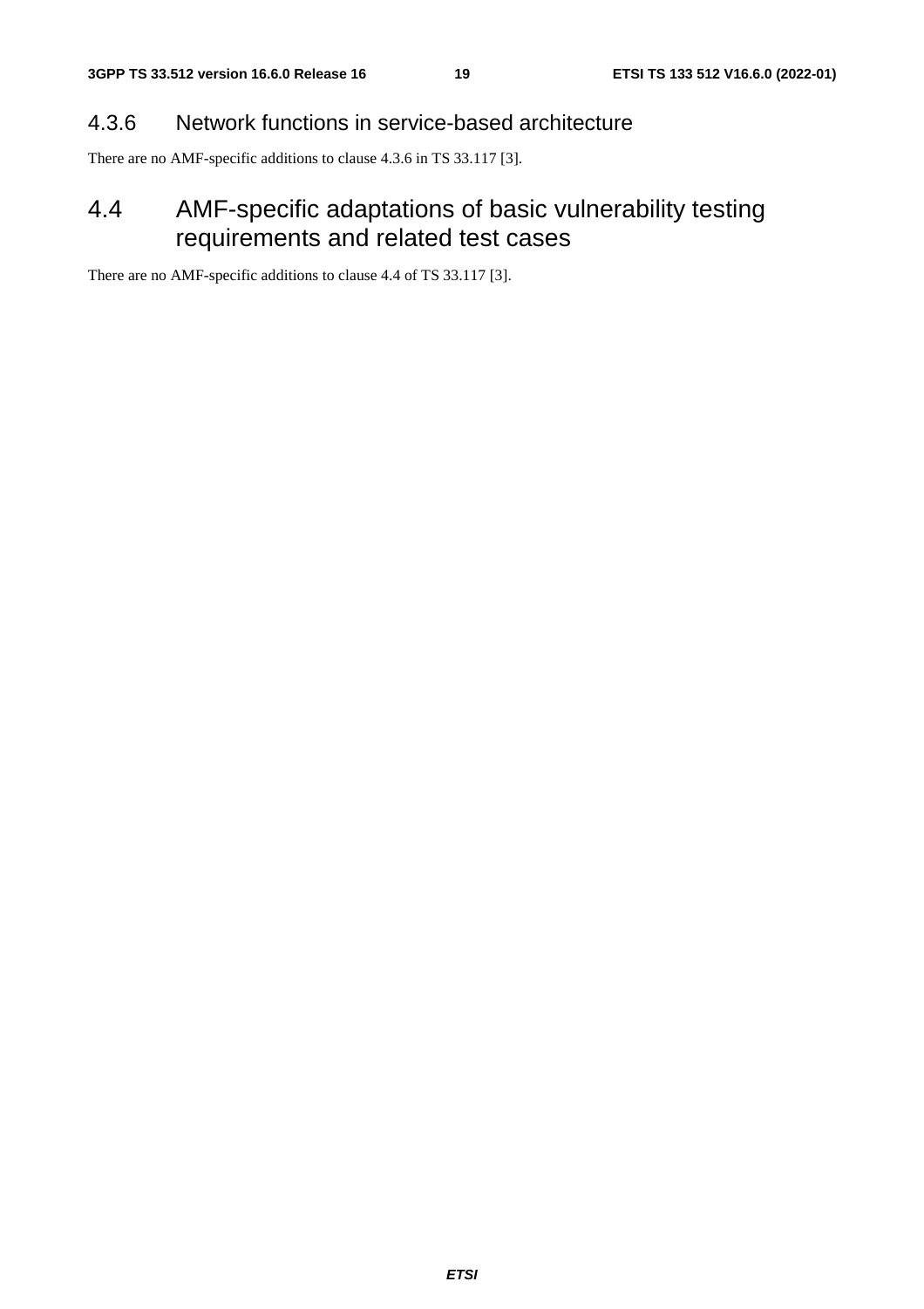### 4.3.6 Network functions in service-based architecture

There are no AMF-specific additions to clause 4.3.6 in TS 33.117 [3].

## 4.4 AMF-specific adaptations of basic vulnerability testing requirements and related test cases

There are no AMF-specific additions to clause 4.4 of TS 33.117 [3].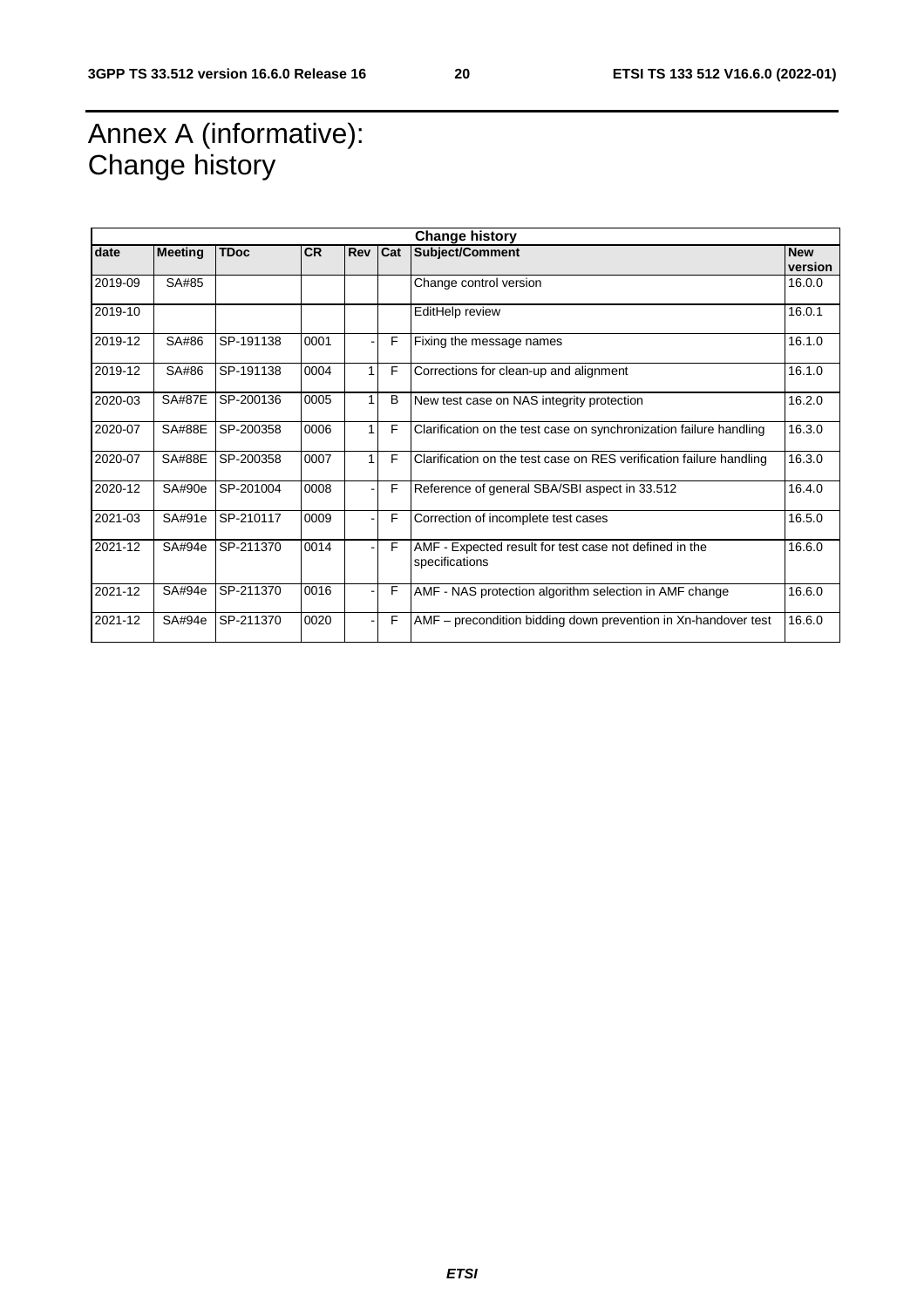# Annex A (informative): Change history

| Change history | | | | | | | |
|---|---|---|---|---|---|---|---|
| date | Meeting | TDoc | CR | Rev | Cat | Subject/Comment | New version |
| 2019-09 | SA#85 | | | | | Change control version | 16.0.0 |
| 2019-10 | | | | | | EditHelp review | 16.0.1 |
| 2019-12 | SA#86 | SP-191138 | 0001 | - | F | Fixing the message names | 16.1.0 |
| 2019-12 | SA#86 | SP-191138 | 0004 | 1 | F | Corrections for clean-up and alignment | 16.1.0 |
| 2020-03 | SA#87E | SP-200136 | 0005 | 1 | B | New test case on NAS integrity protection | 16.2.0 |
| 2020-07 | SA#88E | SP-200358 | 0006 | 1 | F | Clarification on the test case on synchronization failure handling | 16.3.0 |
| 2020-07 | SA#88E | SP-200358 | 0007 | 1 | F | Clarification on the test case on RES verification failure handling | 16.3.0 |
| 2020-12 | SA#90e | SP-201004 | 0008 | - | F | Reference of general SBA/SBI aspect in 33.512 | 16.4.0 |
| 2021-03 | SA#91e | SP-210117 | 0009 | - | F | Correction of incomplete test cases | 16.5.0 |
| 2021-12 | SA#94e | SP-211370 | 0014 | - | F | AMF - Expected result for test case not defined in the specifications | 16.6.0 |
| 2021-12 | SA#94e | SP-211370 | 0016 | - | F | AMF - NAS protection algorithm selection in AMF change | 16.6.0 |
| 2021-12 | SA#94e | SP-211370 | 0020 | - | F | AMF – precondition bidding down prevention in Xn-handover test | 16.6.0 |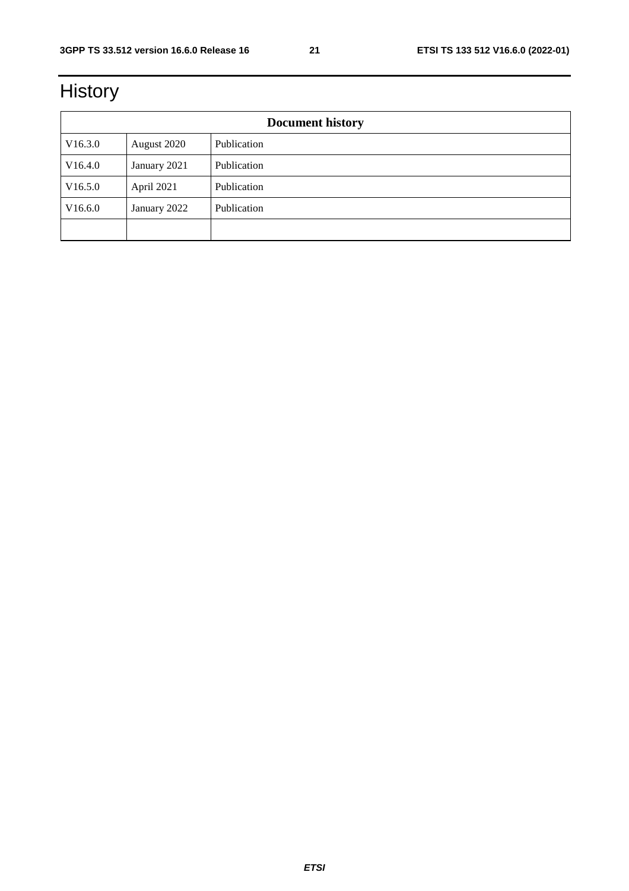# History

| Document history | | |
|---|---|---|
| V16.3.0 | August 2020 | Publication |
| V16.4.0 | January 2021 | Publication |
| V16.5.0 | April 2021 | Publication |
| V16.6.0 | January 2022 | Publication |
| | | |